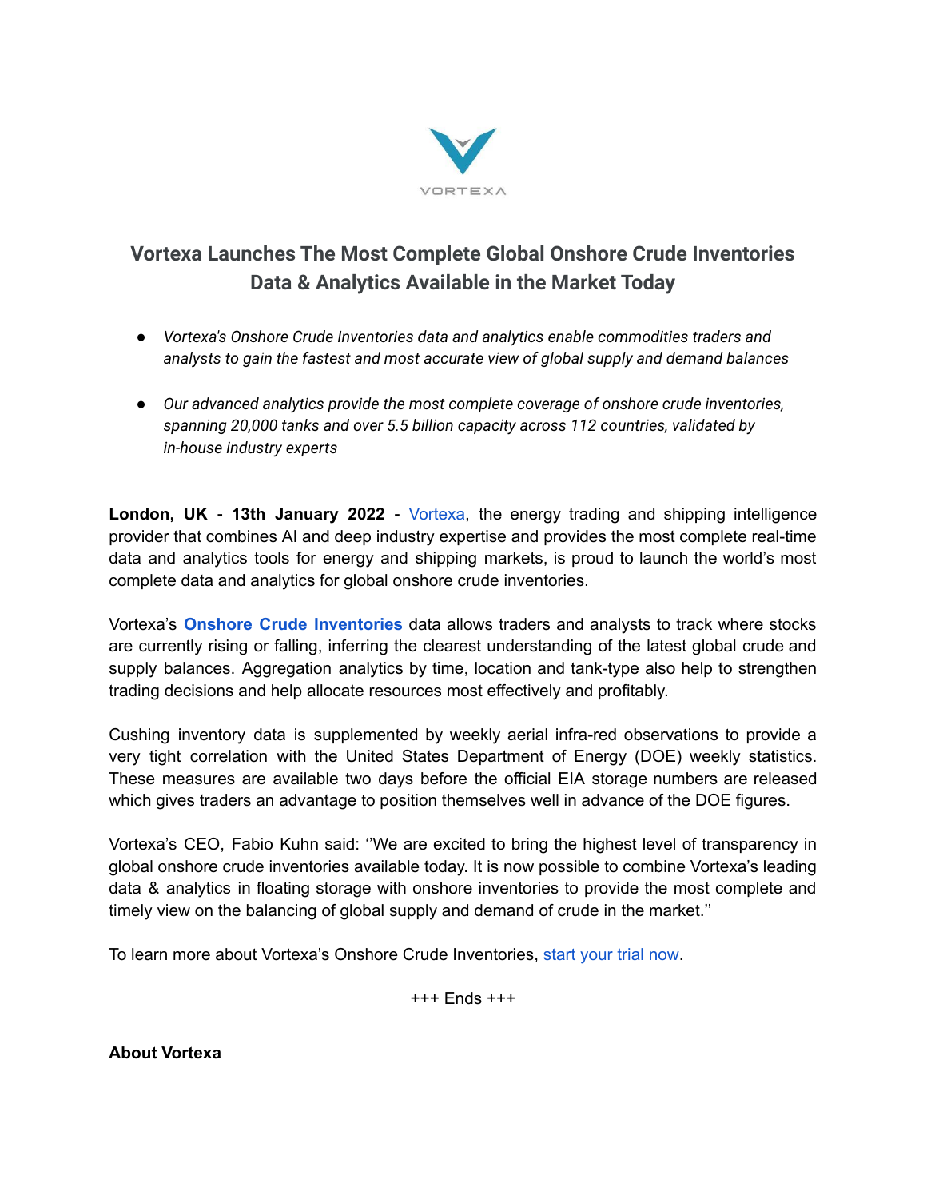VORTEXA

# Vortexa Launches The Most Complete Global Onshore Crude Inventories Data & Analytics Available in the Market Today

- *Vortexa's Onshore Crude Inventories data and analytics enable commodities traders and analysts to gain the fastest and most accurate view of global supply and demand balances*
- *Our advanced analytics provide the most complete coverage of onshore crude inventories, spanning 20,000 tanks and over 5.5 billion capacity across 112 countries, validated by in-house industry experts*

**London, UK - 13th January 2022 -** Vortexa, the energy trading and shipping intelligence provider that combines AI and deep industry expertise and provides the most complete real-time data and analytics tools for energy and shipping markets, is proud to launch the world's most complete data and analytics for global onshore crude inventories.

Vortexa's **Onshore Crude Inventories** data allows traders and analysts to track where stocks are currently rising or falling, inferring the clearest understanding of the latest global crude and supply balances. Aggregation analytics by time, location and tank-type also help to strengthen trading decisions and help allocate resources most effectively and profitably.

Cushing inventory data is supplemented by weekly aerial infra-red observations to provide a very tight correlation with the United States Department of Energy (DOE) weekly statistics. These measures are available two days before the official EIA storage numbers are released which gives traders an advantage to position themselves well in advance of the DOE figures.

Vortexa's CEO, Fabio Kuhn said: ''We are excited to bring the highest level of transparency in global onshore crude inventories available today. It is now possible to combine Vortexa's leading data & analytics in floating storage with onshore inventories to provide the most complete and timely view on the balancing of global supply and demand of crude in the market.''

To learn more about Vortexa's Onshore Crude Inventories, start your trial now.

+++ Ends +++

**About Vortexa**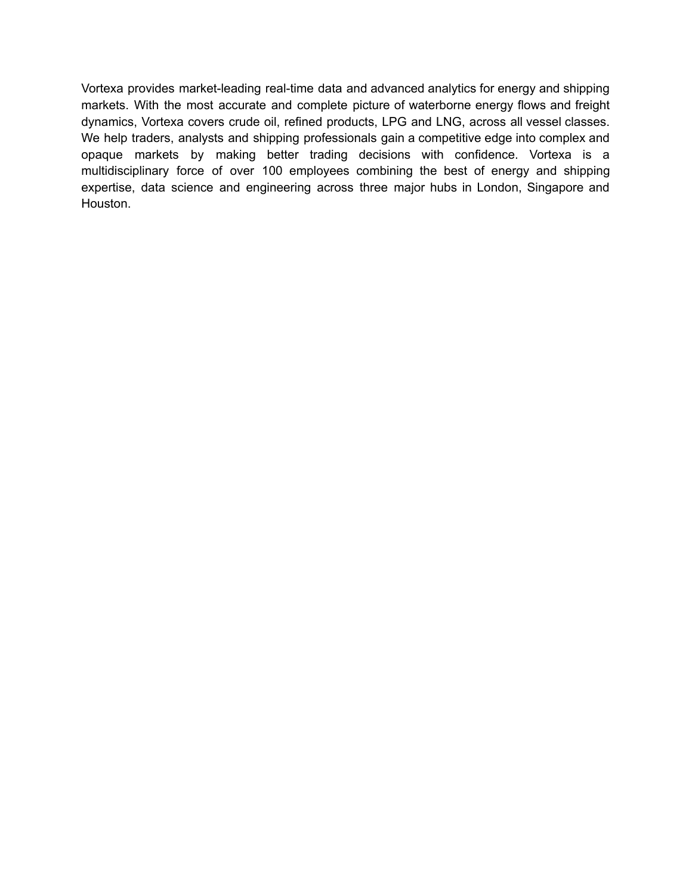Vortexa provides market-leading real-time data and advanced analytics for energy and shipping markets. With the most accurate and complete picture of waterborne energy flows and freight dynamics, Vortexa covers crude oil, refined products, LPG and LNG, across all vessel classes. We help traders, analysts and shipping professionals gain a competitive edge into complex and opaque markets by making better trading decisions with confidence. Vortexa is a multidisciplinary force of over 100 employees combining the best of energy and shipping expertise, data science and engineering across three major hubs in London, Singapore and Houston.